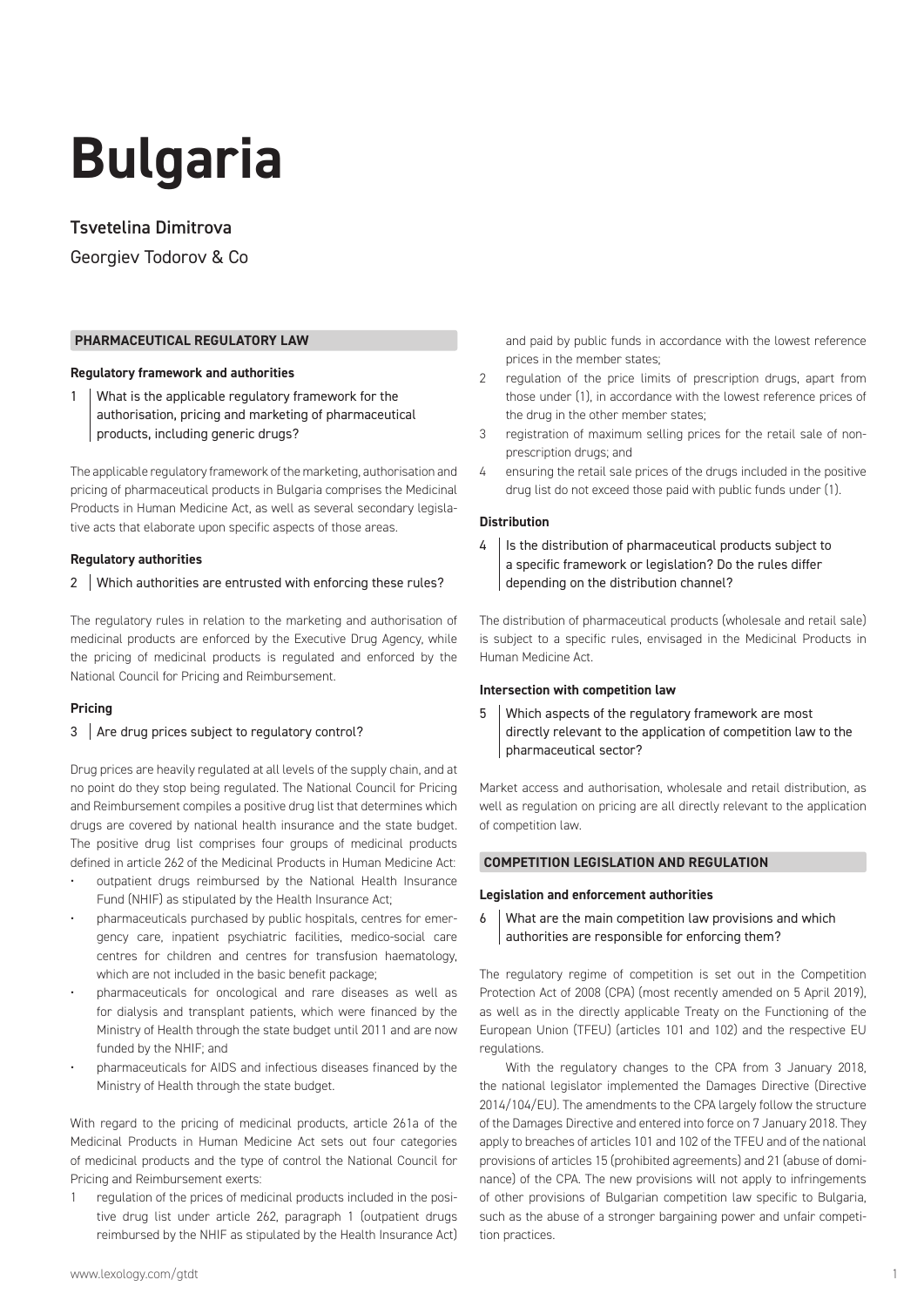# Bulgaria

Tsvetelina Dimitrova

Georgiev Todorov & Co

## PHARMACEUTICAL REGULATORY LAW

### Regulatory framework and authorities

**1 What is the applicable regulatory framework for the authorisation, pricing and marketing of pharmaceutical products, including generic drugs?**

The applicable regulatory framework of the marketing, authorisation and pricing of pharmaceutical products in Bulgaria comprises the Medicinal Products in Human Medicine Act, as well as several secondary legislative acts that elaborate upon specific aspects of those areas.

### Regulatory authorities

**2 Which authorities are entrusted with enforcing these rules?**

The regulatory rules in relation to the marketing and authorisation of medicinal products are enforced by the Executive Drug Agency, while the pricing of medicinal products is regulated and enforced by the National Council for Pricing and Reimbursement.

### Pricing

**3 Are drug prices subject to regulatory control?**

Drug prices are heavily regulated at all levels of the supply chain, and at no point do they stop being regulated. The National Council for Pricing and Reimbursement compiles a positive drug list that determines which drugs are covered by national health insurance and the state budget. The positive drug list comprises four groups of medicinal products defined in article 262 of the Medicinal Products in Human Medicine Act:

- outpatient drugs reimbursed by the National Health Insurance Fund (NHIF) as stipulated by the Health Insurance Act;
- pharmaceuticals purchased by public hospitals, centres for emergency care, inpatient psychiatric facilities, medico-social care centres for children and centres for transfusion haematology, which are not included in the basic benefit package;
- pharmaceuticals for oncological and rare diseases as well as for dialysis and transplant patients, which were financed by the Ministry of Health through the state budget until 2011 and are now funded by the NHIF; and
- pharmaceuticals for AIDS and infectious diseases financed by the Ministry of Health through the state budget.

With regard to the pricing of medicinal products, article 261a of the Medicinal Products in Human Medicine Act sets out four categories of medicinal products and the type of control the National Council for Pricing and Reimbursement exerts:

1. regulation of the prices of medicinal products included in the positive drug list under article 262, paragraph 1 (outpatient drugs reimbursed by the NHIF as stipulated by the Health Insurance Act) and paid by public funds in accordance with the lowest reference prices in the member states;
2. regulation of the price limits of prescription drugs, apart from those under (1), in accordance with the lowest reference prices of the drug in the other member states;
3. registration of maximum selling prices for the retail sale of non-prescription drugs; and
4. ensuring the retail sale prices of the drugs included in the positive drug list do not exceed those paid with public funds under (1).

### Distribution

**4 Is the distribution of pharmaceutical products subject to a specific framework or legislation? Do the rules differ depending on the distribution channel?**

The distribution of pharmaceutical products (wholesale and retail sale) is subject to a specific rules, envisaged in the Medicinal Products in Human Medicine Act.

### Intersection with competition law

**5 Which aspects of the regulatory framework are most directly relevant to the application of competition law to the pharmaceutical sector?**

Market access and authorisation, wholesale and retail distribution, as well as regulation on pricing are all directly relevant to the application of competition law.

## COMPETITION LEGISLATION AND REGULATION

### Legislation and enforcement authorities

**6 What are the main competition law provisions and which authorities are responsible for enforcing them?**

The regulatory regime of competition is set out in the Competition Protection Act of 2008 (CPA) (most recently amended on 5 April 2019), as well as in the directly applicable Treaty on the Functioning of the European Union (TFEU) (articles 101 and 102) and the respective EU regulations.

With the regulatory changes to the CPA from 3 January 2018, the national legislator implemented the Damages Directive (Directive 2014/104/EU). The amendments to the CPA largely follow the structure of the Damages Directive and entered into force on 7 January 2018. They apply to breaches of articles 101 and 102 of the TFEU and of the national provisions of articles 15 (prohibited agreements) and 21 (abuse of dominance) of the CPA. The new provisions will not apply to infringements of other provisions of Bulgarian competition law specific to Bulgaria, such as the abuse of a stronger bargaining power and unfair competition practices.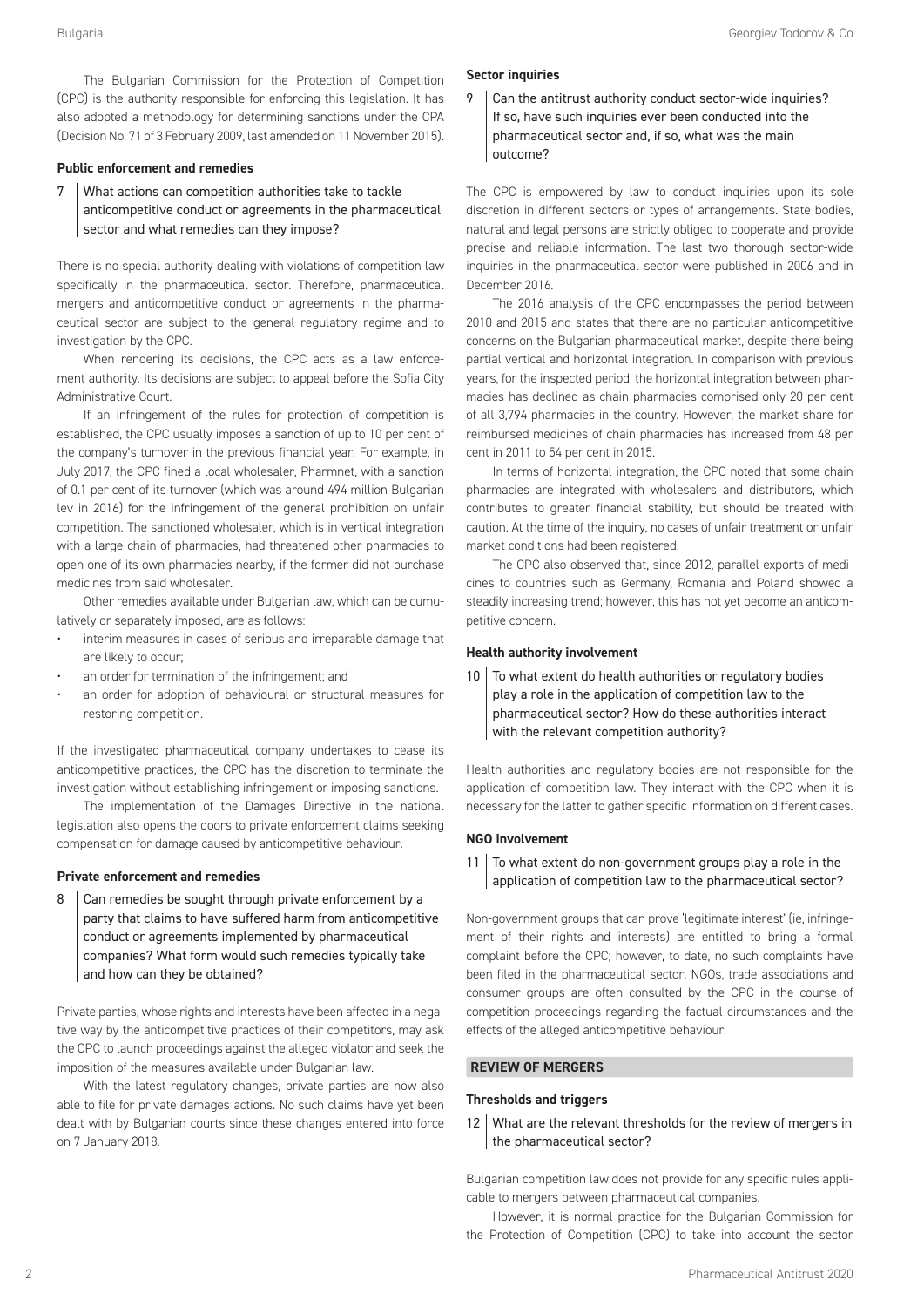The Bulgarian Commission for the Protection of Competition (CPC) is the authority responsible for enforcing this legislation. It has also adopted a methodology for determining sanctions under the CPA (Decision No. 71 of 3 February 2009, last amended on 11 November 2015).

### Public enforcement and remedies

**7 What actions can competition authorities take to tackle anticompetitive conduct or agreements in the pharmaceutical sector and what remedies can they impose?**

There is no special authority dealing with violations of competition law specifically in the pharmaceutical sector. Therefore, pharmaceutical mergers and anticompetitive conduct or agreements in the pharmaceutical sector are subject to the general regulatory regime and to investigation by the CPC.

When rendering its decisions, the CPC acts as a law enforcement authority. Its decisions are subject to appeal before the Sofia City Administrative Court.

If an infringement of the rules for protection of competition is established, the CPC usually imposes a sanction of up to 10 per cent of the company's turnover in the previous financial year. For example, in July 2017, the CPC fined a local wholesaler, Pharmnet, with a sanction of 0.1 per cent of its turnover (which was around 494 million Bulgarian lev in 2016) for the infringement of the general prohibition on unfair competition. The sanctioned wholesaler, which is in vertical integration with a large chain of pharmacies, had threatened other pharmacies to open one of its own pharmacies nearby, if the former did not purchase medicines from said wholesaler.

Other remedies available under Bulgarian law, which can be cumulatively or separately imposed, are as follows:

- interim measures in cases of serious and irreparable damage that are likely to occur;
- an order for termination of the infringement; and
- an order for adoption of behavioural or structural measures for restoring competition.

If the investigated pharmaceutical company undertakes to cease its anticompetitive practices, the CPC has the discretion to terminate the investigation without establishing infringement or imposing sanctions.

The implementation of the Damages Directive in the national legislation also opens the doors to private enforcement claims seeking compensation for damage caused by anticompetitive behaviour.

### Private enforcement and remedies

**8 Can remedies be sought through private enforcement by a party that claims to have suffered harm from anticompetitive conduct or agreements implemented by pharmaceutical companies? What form would such remedies typically take and how can they be obtained?**

Private parties, whose rights and interests have been affected in a negative way by the anticompetitive practices of their competitors, may ask the CPC to launch proceedings against the alleged violator and seek the imposition of the measures available under Bulgarian law.

With the latest regulatory changes, private parties are now also able to file for private damages actions. No such claims have yet been dealt with by Bulgarian courts since these changes entered into force on 7 January 2018.

### Sector inquiries

**9 Can the antitrust authority conduct sector-wide inquiries? If so, have such inquiries ever been conducted into the pharmaceutical sector and, if so, what was the main outcome?**

The CPC is empowered by law to conduct inquiries upon its sole discretion in different sectors or types of arrangements. State bodies, natural and legal persons are strictly obliged to cooperate and provide precise and reliable information. The last two thorough sector-wide inquiries in the pharmaceutical sector were published in 2006 and in December 2016.

The 2016 analysis of the CPC encompasses the period between 2010 and 2015 and states that there are no particular anticompetitive concerns on the Bulgarian pharmaceutical market, despite there being partial vertical and horizontal integration. In comparison with previous years, for the inspected period, the horizontal integration between pharmacies has declined as chain pharmacies comprised only 20 per cent of all 3,794 pharmacies in the country. However, the market share for reimbursed medicines of chain pharmacies has increased from 48 per cent in 2011 to 54 per cent in 2015.

In terms of horizontal integration, the CPC noted that some chain pharmacies are integrated with wholesalers and distributors, which contributes to greater financial stability, but should be treated with caution. At the time of the inquiry, no cases of unfair treatment or unfair market conditions had been registered.

The CPC also observed that, since 2012, parallel exports of medicines to countries such as Germany, Romania and Poland showed a steadily increasing trend; however, this has not yet become an anticompetitive concern.

### Health authority involvement

**10 To what extent do health authorities or regulatory bodies play a role in the application of competition law to the pharmaceutical sector? How do these authorities interact with the relevant competition authority?**

Health authorities and regulatory bodies are not responsible for the application of competition law. They interact with the CPC when it is necessary for the latter to gather specific information on different cases.

### NGO involvement

**11 To what extent do non-government groups play a role in the application of competition law to the pharmaceutical sector?**

Non-government groups that can prove 'legitimate interest' (ie, infringement of their rights and interests) are entitled to bring a formal complaint before the CPC; however, to date, no such complaints have been filed in the pharmaceutical sector. NGOs, trade associations and consumer groups are often consulted by the CPC in the course of competition proceedings regarding the factual circumstances and the effects of the alleged anticompetitive behaviour.

## REVIEW OF MERGERS

### Thresholds and triggers

**12 What are the relevant thresholds for the review of mergers in the pharmaceutical sector?**

Bulgarian competition law does not provide for any specific rules applicable to mergers between pharmaceutical companies.

However, it is normal practice for the Bulgarian Commission for the Protection of Competition (CPC) to take into account the sector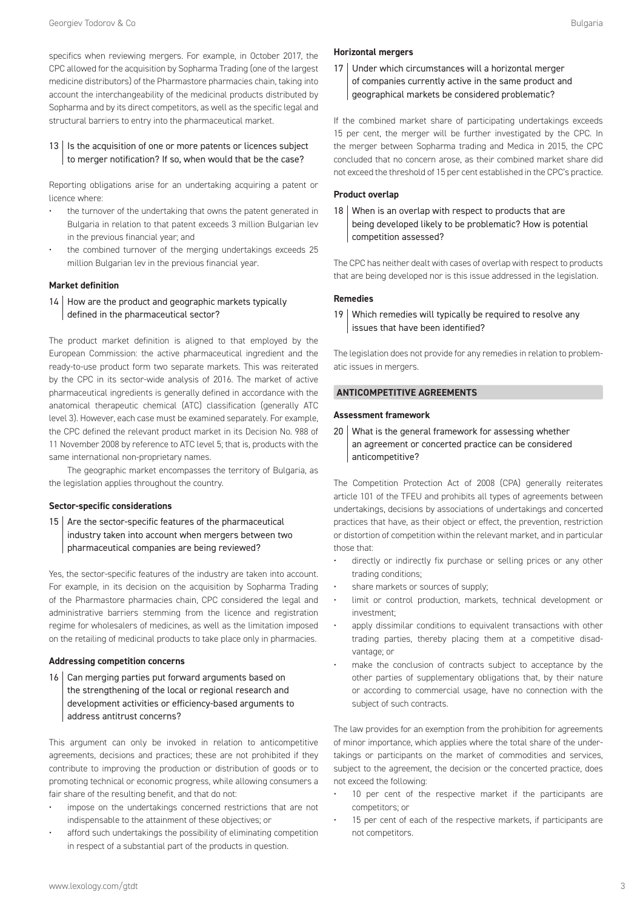specifics when reviewing mergers. For example, in October 2017, the CPC allowed for the acquisition by Sopharma Trading (one of the largest medicine distributors) of the Pharmastore pharmacies chain, taking into account the interchangeability of the medicinal products distributed by Sopharma and by its direct competitors, as well as the specific legal and structural barriers to entry into the pharmaceutical market.

### 13 | Is the acquisition of one or more patents or licences subject to merger notification? If so, when would that be the case?

Reporting obligations arise for an undertaking acquiring a patent or licence where:

- the turnover of the undertaking that owns the patent generated in Bulgaria in relation to that patent exceeds 3 million Bulgarian lev in the previous financial year; and
- the combined turnover of the merging undertakings exceeds 25 million Bulgarian lev in the previous financial year.

#### Market definition

### 14 | How are the product and geographic markets typically defined in the pharmaceutical sector?

The product market definition is aligned to that employed by the European Commission: the active pharmaceutical ingredient and the ready-to-use product form two separate markets. This was reiterated by the CPC in its sector-wide analysis of 2016. The market of active pharmaceutical ingredients is generally defined in accordance with the anatomical therapeutic chemical (ATC) classification (generally ATC level 3). However, each case must be examined separately. For example, the CPC defined the relevant product market in its Decision No. 988 of 11 November 2008 by reference to ATC level 5; that is, products with the same international non-proprietary names.

The geographic market encompasses the territory of Bulgaria, as the legislation applies throughout the country.

#### Sector-specific considerations

### 15 | Are the sector-specific features of the pharmaceutical industry taken into account when mergers between two pharmaceutical companies are being reviewed?

Yes, the sector-specific features of the industry are taken into account. For example, in its decision on the acquisition by Sopharma Trading of the Pharmastore pharmacies chain, CPC considered the legal and administrative barriers stemming from the licence and registration regime for wholesalers of medicines, as well as the limitation imposed on the retailing of medicinal products to take place only in pharmacies.

#### Addressing competition concerns

### 16 | Can merging parties put forward arguments based on the strengthening of the local or regional research and development activities or efficiency-based arguments to address antitrust concerns?

This argument can only be invoked in relation to anticompetitive agreements, decisions and practices; these are not prohibited if they contribute to improving the production or distribution of goods or to promoting technical or economic progress, while allowing consumers a fair share of the resulting benefit, and that do not:

- impose on the undertakings concerned restrictions that are not indispensable to the attainment of these objectives; or
- afford such undertakings the possibility of eliminating competition in respect of a substantial part of the products in question.

#### Horizontal mergers

### 17 | Under which circumstances will a horizontal merger of companies currently active in the same product and geographical markets be considered problematic?

If the combined market share of participating undertakings exceeds 15 per cent, the merger will be further investigated by the CPC. In the merger between Sopharma trading and Medica in 2015, the CPC concluded that no concern arose, as their combined market share did not exceed the threshold of 15 per cent established in the CPC's practice.

#### Product overlap

### 18 | When is an overlap with respect to products that are being developed likely to be problematic? How is potential competition assessed?

The CPC has neither dealt with cases of overlap with respect to products that are being developed nor is this issue addressed in the legislation.

#### Remedies

### 19 | Which remedies will typically be required to resolve any issues that have been identified?

The legislation does not provide for any remedies in relation to problematic issues in mergers.

## ANTICOMPETITIVE AGREEMENTS

#### Assessment framework

### 20 | What is the general framework for assessing whether an agreement or concerted practice can be considered anticompetitive?

The Competition Protection Act of 2008 (CPA) generally reiterates article 101 of the TFEU and prohibits all types of agreements between undertakings, decisions by associations of undertakings and concerted practices that have, as their object or effect, the prevention, restriction or distortion of competition within the relevant market, and in particular those that:

- directly or indirectly fix purchase or selling prices or any other trading conditions;
- share markets or sources of supply;
- limit or control production, markets, technical development or investment;
- apply dissimilar conditions to equivalent transactions with other trading parties, thereby placing them at a competitive disadvantage; or
- make the conclusion of contracts subject to acceptance by the other parties of supplementary obligations that, by their nature or according to commercial usage, have no connection with the subject of such contracts.

The law provides for an exemption from the prohibition for agreements of minor importance, which applies where the total share of the undertakings or participants on the market of commodities and services, subject to the agreement, the decision or the concerted practice, does not exceed the following:

- 10 per cent of the respective market if the participants are competitors; or
- 15 per cent of each of the respective markets, if participants are not competitors.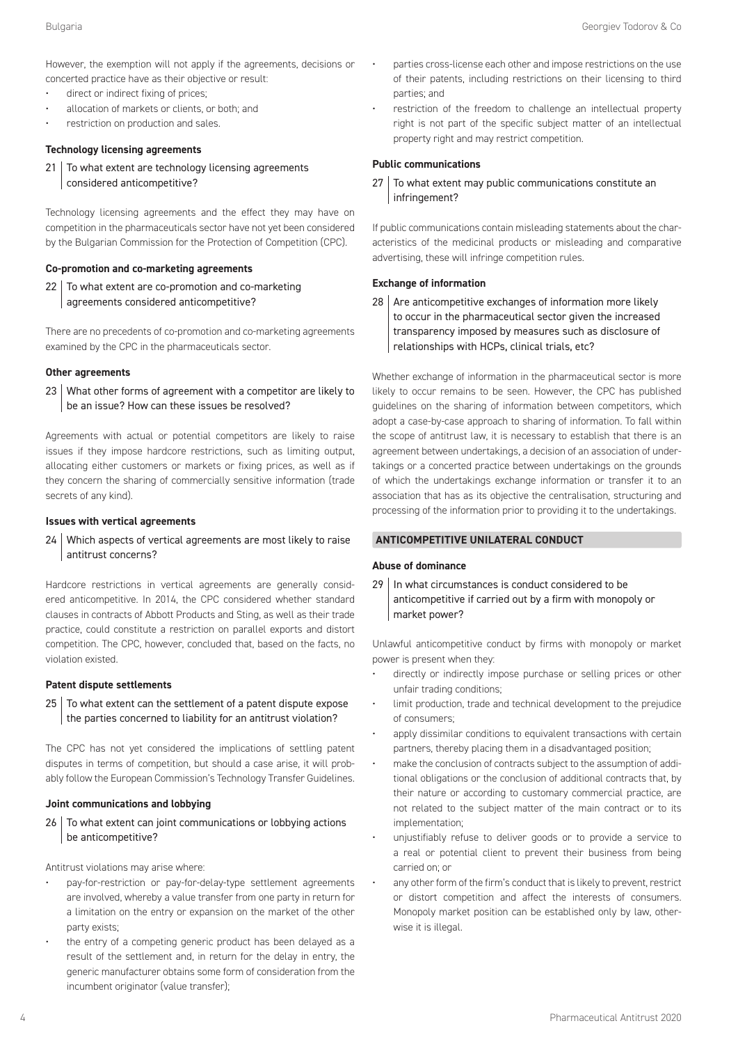However, the exemption will not apply if the agreements, decisions or concerted practice have as their objective or result:

- direct or indirect fixing of prices;
- allocation of markets or clients, or both; and
- restriction on production and sales.

### Technology licensing agreements

**21 To what extent are technology licensing agreements considered anticompetitive?**

Technology licensing agreements and the effect they may have on competition in the pharmaceuticals sector have not yet been considered by the Bulgarian Commission for the Protection of Competition (CPC).

### Co-promotion and co-marketing agreements

**22 To what extent are co-promotion and co-marketing agreements considered anticompetitive?**

There are no precedents of co-promotion and co-marketing agreements examined by the CPC in the pharmaceuticals sector.

### Other agreements

**23 What other forms of agreement with a competitor are likely to be an issue? How can these issues be resolved?**

Agreements with actual or potential competitors are likely to raise issues if they impose hardcore restrictions, such as limiting output, allocating either customers or markets or fixing prices, as well as if they concern the sharing of commercially sensitive information (trade secrets of any kind).

### Issues with vertical agreements

**24 Which aspects of vertical agreements are most likely to raise antitrust concerns?**

Hardcore restrictions in vertical agreements are generally considered anticompetitive. In 2014, the CPC considered whether standard clauses in contracts of Abbott Products and Sting, as well as their trade practice, could constitute a restriction on parallel exports and distort competition. The CPC, however, concluded that, based on the facts, no violation existed.

### Patent dispute settlements

**25 To what extent can the settlement of a patent dispute expose the parties concerned to liability for an antitrust violation?**

The CPC has not yet considered the implications of settling patent disputes in terms of competition, but should a case arise, it will probably follow the European Commission's Technology Transfer Guidelines.

### Joint communications and lobbying

**26 To what extent can joint communications or lobbying actions be anticompetitive?**

Antitrust violations may arise where:

- pay-for-restriction or pay-for-delay-type settlement agreements are involved, whereby a value transfer from one party in return for a limitation on the entry or expansion on the market of the other party exists;
- the entry of a competing generic product has been delayed as a result of the settlement and, in return for the delay in entry, the generic manufacturer obtains some form of consideration from the incumbent originator (value transfer);
- parties cross-license each other and impose restrictions on the use of their patents, including restrictions on their licensing to third parties; and
- restriction of the freedom to challenge an intellectual property right is not part of the specific subject matter of an intellectual property right and may restrict competition.

### Public communications

**27 To what extent may public communications constitute an infringement?**

If public communications contain misleading statements about the characteristics of the medicinal products or misleading and comparative advertising, these will infringe competition rules.

### Exchange of information

**28 Are anticompetitive exchanges of information more likely to occur in the pharmaceutical sector given the increased transparency imposed by measures such as disclosure of relationships with HCPs, clinical trials, etc?**

Whether exchange of information in the pharmaceutical sector is more likely to occur remains to be seen. However, the CPC has published guidelines on the sharing of information between competitors, which adopt a case-by-case approach to sharing of information. To fall within the scope of antitrust law, it is necessary to establish that there is an agreement between undertakings, a decision of an association of undertakings or a concerted practice between undertakings on the grounds of which the undertakings exchange information or transfer it to an association that has as its objective the centralisation, structuring and processing of the information prior to providing it to the undertakings.

## ANTICOMPETITIVE UNILATERAL CONDUCT

### Abuse of dominance

**29 In what circumstances is conduct considered to be anticompetitive if carried out by a firm with monopoly or market power?**

Unlawful anticompetitive conduct by firms with monopoly or market power is present when they:

- directly or indirectly impose purchase or selling prices or other unfair trading conditions;
- limit production, trade and technical development to the prejudice of consumers;
- apply dissimilar conditions to equivalent transactions with certain partners, thereby placing them in a disadvantaged position;
- make the conclusion of contracts subject to the assumption of additional obligations or the conclusion of additional contracts that, by their nature or according to customary commercial practice, are not related to the subject matter of the main contract or to its implementation;
- unjustifiably refuse to deliver goods or to provide a service to a real or potential client to prevent their business from being carried on; or
- any other form of the firm's conduct that is likely to prevent, restrict or distort competition and affect the interests of consumers. Monopoly market position can be established only by law, otherwise it is illegal.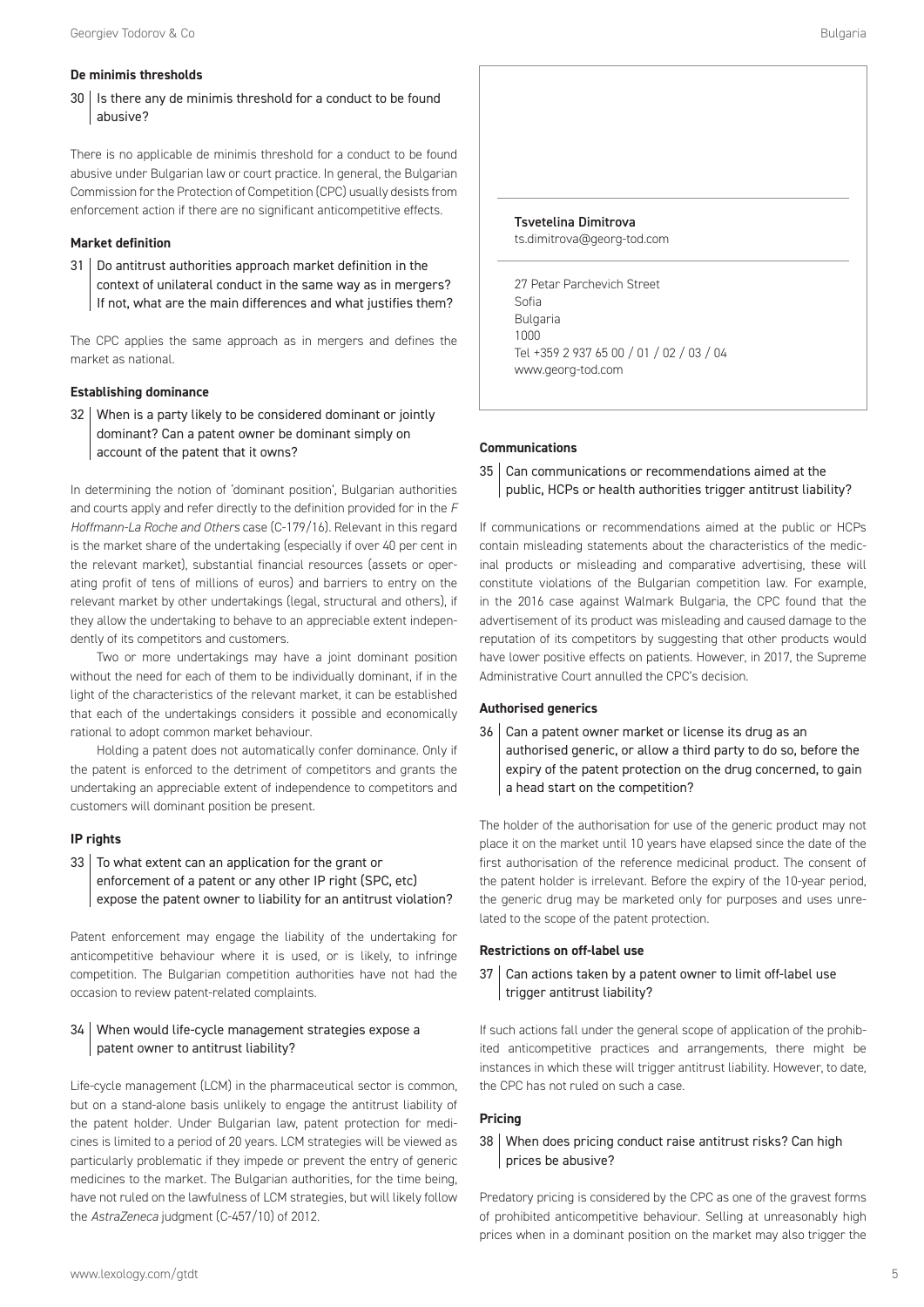### De minimis thresholds

**30 Is there any de minimis threshold for a conduct to be found abusive?**

There is no applicable de minimis threshold for a conduct to be found abusive under Bulgarian law or court practice. In general, the Bulgarian Commission for the Protection of Competition (CPC) usually desists from enforcement action if there are no significant anticompetitive effects.

### Market definition

**31 Do antitrust authorities approach market definition in the context of unilateral conduct in the same way as in mergers? If not, what are the main differences and what justifies them?**

The CPC applies the same approach as in mergers and defines the market as national.

### Establishing dominance

**32 When is a party likely to be considered dominant or jointly dominant? Can a patent owner be dominant simply on account of the patent that it owns?**

In determining the notion of 'dominant position', Bulgarian authorities and courts apply and refer directly to the definition provided for in the *F Hoffmann-La Roche and Others* case (C-179/16). Relevant in this regard is the market share of the undertaking (especially if over 40 per cent in the relevant market), substantial financial resources (assets or operating profit of tens of millions of euros) and barriers to entry on the relevant market by other undertakings (legal, structural and others), if they allow the undertaking to behave to an appreciable extent independently of its competitors and customers.

Two or more undertakings may have a joint dominant position without the need for each of them to be individually dominant, if in the light of the characteristics of the relevant market, it can be established that each of the undertakings considers it possible and economically rational to adopt common market behaviour.

Holding a patent does not automatically confer dominance. Only if the patent is enforced to the detriment of competitors and grants the undertaking an appreciable extent of independence to competitors and customers will dominant position be present.

### IP rights

**33 To what extent can an application for the grant or enforcement of a patent or any other IP right (SPC, etc) expose the patent owner to liability for an antitrust violation?**

Patent enforcement may engage the liability of the undertaking for anticompetitive behaviour where it is used, or is likely, to infringe competition. The Bulgarian competition authorities have not had the occasion to review patent-related complaints.

**34 When would life-cycle management strategies expose a patent owner to antitrust liability?**

Life-cycle management (LCM) in the pharmaceutical sector is common, but on a stand-alone basis unlikely to engage the antitrust liability of the patent holder. Under Bulgarian law, patent protection for medicines is limited to a period of 20 years. LCM strategies will be viewed as particularly problematic if they impede or prevent the entry of generic medicines to the market. The Bulgarian authorities, for the time being, have not ruled on the lawfulness of LCM strategies, but will likely follow the *AstraZeneca* judgment (C-457/10) of 2012.

**Tsvetelina Dimitrova**
ts.dimitrova@georg-tod.com

27 Petar Parchevich Street
Sofia
Bulgaria
1000
Tel +359 2 937 65 00 / 01 / 02 / 03 / 04
www.georg-tod.com

### Communications

**35 Can communications or recommendations aimed at the public, HCPs or health authorities trigger antitrust liability?**

If communications or recommendations aimed at the public or HCPs contain misleading statements about the characteristics of the medicinal products or misleading and comparative advertising, these will constitute violations of the Bulgarian competition law. For example, in the 2016 case against Walmark Bulgaria, the CPC found that the advertisement of its product was misleading and caused damage to the reputation of its competitors by suggesting that other products would have lower positive effects on patients. However, in 2017, the Supreme Administrative Court annulled the CPC's decision.

### Authorised generics

**36 Can a patent owner market or license its drug as an authorised generic, or allow a third party to do so, before the expiry of the patent protection on the drug concerned, to gain a head start on the competition?**

The holder of the authorisation for use of the generic product may not place it on the market until 10 years have elapsed since the date of the first authorisation of the reference medicinal product. The consent of the patent holder is irrelevant. Before the expiry of the 10-year period, the generic drug may be marketed only for purposes and uses unrelated to the scope of the patent protection.

### Restrictions on off-label use

**37 Can actions taken by a patent owner to limit off-label use trigger antitrust liability?**

If such actions fall under the general scope of application of the prohibited anticompetitive practices and arrangements, there might be instances in which these will trigger antitrust liability. However, to date, the CPC has not ruled on such a case.

### Pricing

**38 When does pricing conduct raise antitrust risks? Can high prices be abusive?**

Predatory pricing is considered by the CPC as one of the gravest forms of prohibited anticompetitive behaviour. Selling at unreasonably high prices when in a dominant position on the market may also trigger the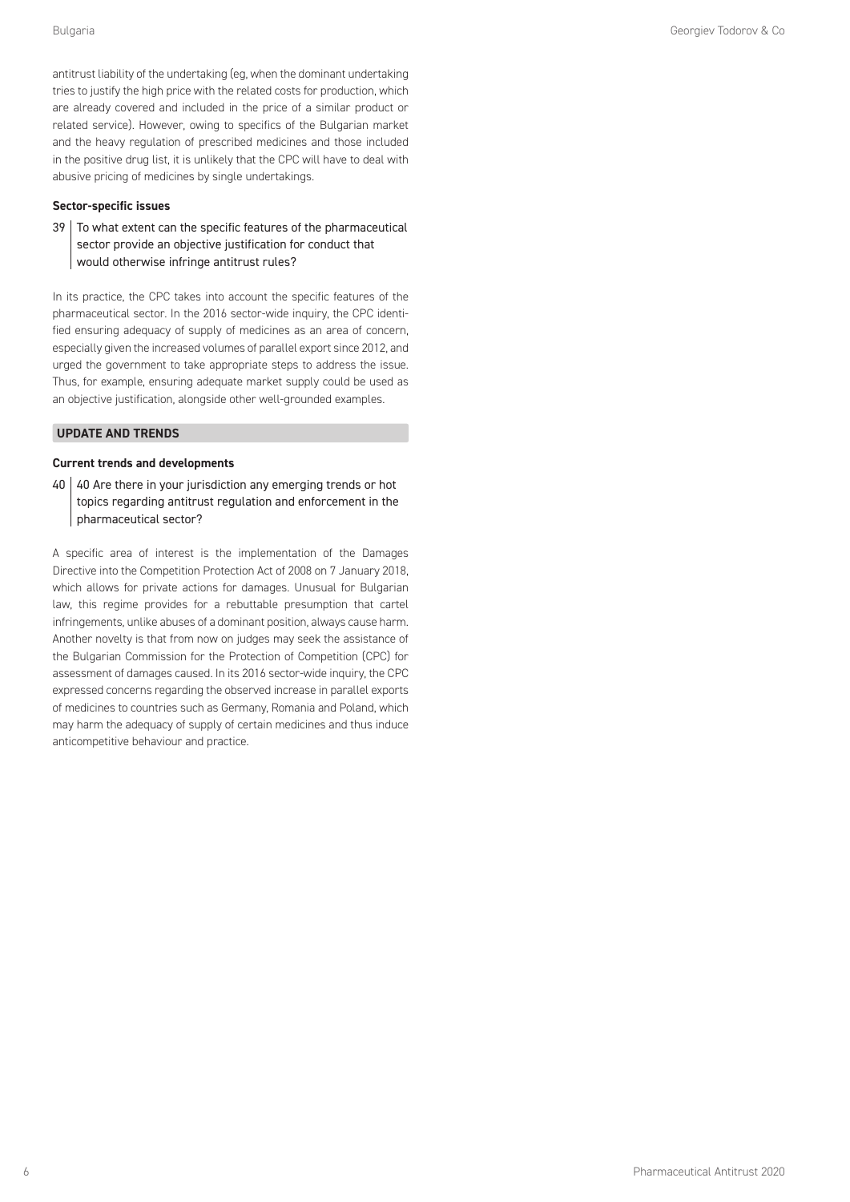antitrust liability of the undertaking (eg, when the dominant undertaking tries to justify the high price with the related costs for production, which are already covered and included in the price of a similar product or related service). However, owing to specifics of the Bulgarian market and the heavy regulation of prescribed medicines and those included in the positive drug list, it is unlikely that the CPC will have to deal with abusive pricing of medicines by single undertakings.

### Sector-specific issues

**39 To what extent can the specific features of the pharmaceutical sector provide an objective justification for conduct that would otherwise infringe antitrust rules?**

In its practice, the CPC takes into account the specific features of the pharmaceutical sector. In the 2016 sector-wide inquiry, the CPC identified ensuring adequacy of supply of medicines as an area of concern, especially given the increased volumes of parallel export since 2012, and urged the government to take appropriate steps to address the issue. Thus, for example, ensuring adequate market supply could be used as an objective justification, alongside other well-grounded examples.

## UPDATE AND TRENDS

### Current trends and developments

**40 40 Are there in your jurisdiction any emerging trends or hot topics regarding antitrust regulation and enforcement in the pharmaceutical sector?**

A specific area of interest is the implementation of the Damages Directive into the Competition Protection Act of 2008 on 7 January 2018, which allows for private actions for damages. Unusual for Bulgarian law, this regime provides for a rebuttable presumption that cartel infringements, unlike abuses of a dominant position, always cause harm. Another novelty is that from now on judges may seek the assistance of the Bulgarian Commission for the Protection of Competition (CPC) for assessment of damages caused. In its 2016 sector-wide inquiry, the CPC expressed concerns regarding the observed increase in parallel exports of medicines to countries such as Germany, Romania and Poland, which may harm the adequacy of supply of certain medicines and thus induce anticompetitive behaviour and practice.